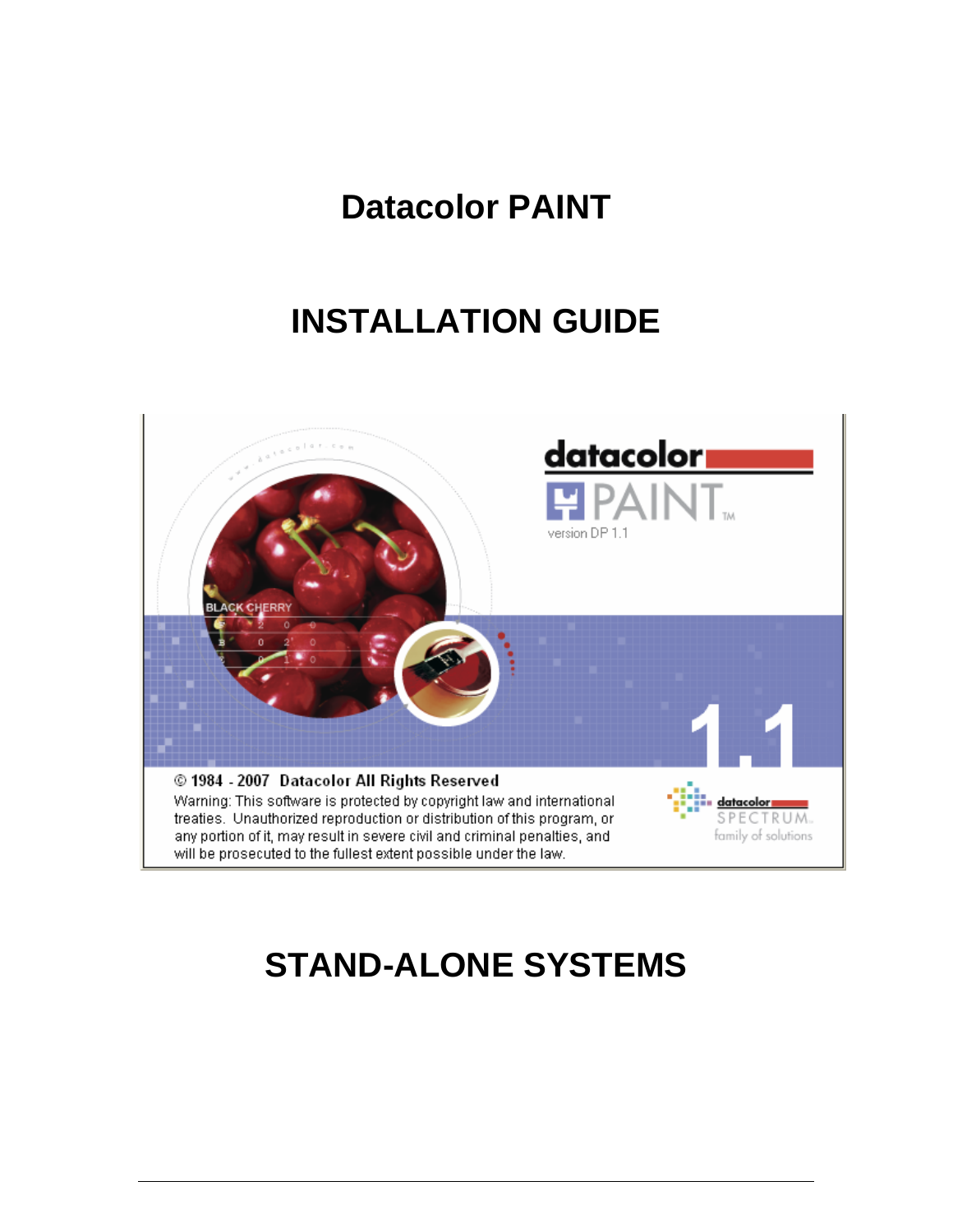# Datacolor PAINT

# INSTALLATION GUIDE

# STAND-ALONE SYSTEMS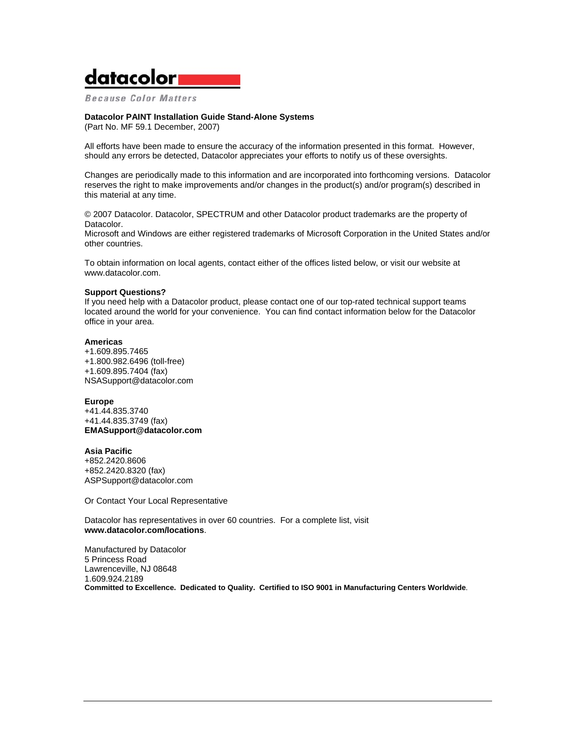datacolor

*Because Color Matters*

**Datacolor PAINT Installation Guide Stand-Alone Systems**
(Part No. MF 59.1 December, 2007)

All efforts have been made to ensure the accuracy of the information presented in this format. However, should any errors be detected, Datacolor appreciates your efforts to notify us of these oversights.

Changes are periodically made to this information and are incorporated into forthcoming versions. Datacolor reserves the right to make improvements and/or changes in the product(s) and/or program(s) described in this material at any time.

© 2007 Datacolor. Datacolor, SPECTRUM and other Datacolor product trademarks are the property of Datacolor.
Microsoft and Windows are either registered trademarks of Microsoft Corporation in the United States and/or other countries.

To obtain information on local agents, contact either of the offices listed below, or visit our website at www.datacolor.com.

**Support Questions?**
If you need help with a Datacolor product, please contact one of our top-rated technical support teams located around the world for your convenience. You can find contact information below for the Datacolor office in your area.

**Americas**
+1.609.895.7465
+1.800.982.6496 (toll-free)
+1.609.895.7404 (fax)
NSASupport@datacolor.com

**Europe**
+41.44.835.3740
+41.44.835.3749 (fax)
**EMASupport@datacolor.com**

**Asia Pacific**
+852.2420.8606
+852.2420.8320 (fax)
ASPSupport@datacolor.com

Or Contact Your Local Representative

Datacolor has representatives in over 60 countries. For a complete list, visit **www.datacolor.com/locations**.

Manufactured by Datacolor
5 Princess Road
Lawrenceville, NJ 08648
1.609.924.2189
**Committed to Excellence. Dedicated to Quality. Certified to ISO 9001 in Manufacturing Centers Worldwide**.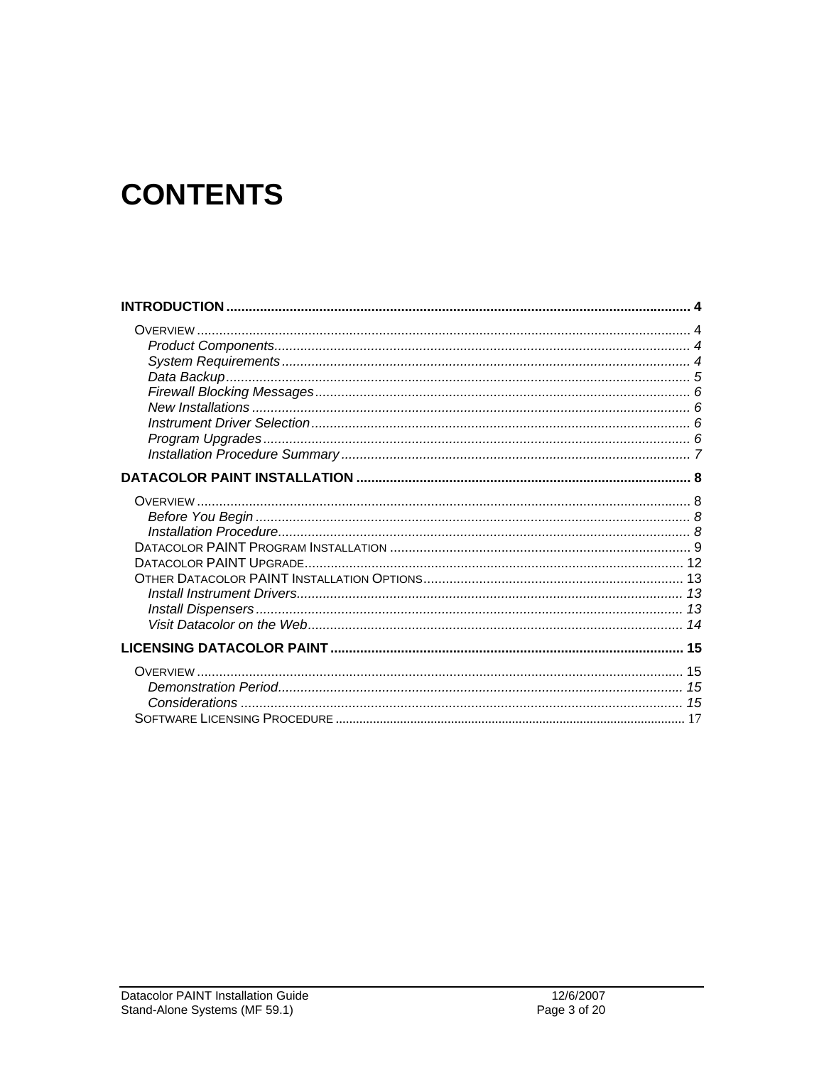# CONTENTS

**INTRODUCTION** ........................................................................................................................ **4**

- OVERVIEW ............................................................................................................................ 4
  - *Product Components* ............................................................................................... *4*
  - *System Requirements* ............................................................................................ *4*
  - *Data Backup* .......................................................................................................... *5*
  - *Firewall Blocking Messages* ................................................................................... *6*
  - *New Installations* .................................................................................................... *6*
  - *Instrument Driver Selection* .................................................................................... *6*
  - *Program Upgrades* ................................................................................................. *6*
  - *Installation Procedure Summary* ............................................................................ *7*

**DATACOLOR PAINT INSTALLATION** ......................................................................................... **8**

- OVERVIEW ............................................................................................................................ 8
  - *Before You Begin* .................................................................................................... *8*
  - *Installation Procedure* ............................................................................................ *8*
- DATACOLOR PAINT PROGRAM INSTALLATION ................................................................................ 9
- DATACOLOR PAINT UPGRADE .................................................................................................. 12
- OTHER DATACOLOR PAINT INSTALLATION OPTIONS ..................................................................... 13
  - *Install Instrument Drivers* ...................................................................................... *13*
  - *Install Dispensers* ................................................................................................. *13*
  - *Visit Datacolor on the Web* .................................................................................... *14*

**LICENSING DATACOLOR PAINT** ............................................................................................. **15**

- OVERVIEW ............................................................................................................................ 15
  - *Demonstration Period* ............................................................................................ *15*
  - *Considerations* ...................................................................................................... *15*
- SOFTWARE LICENSING PROCEDURE ......................................................................................... 17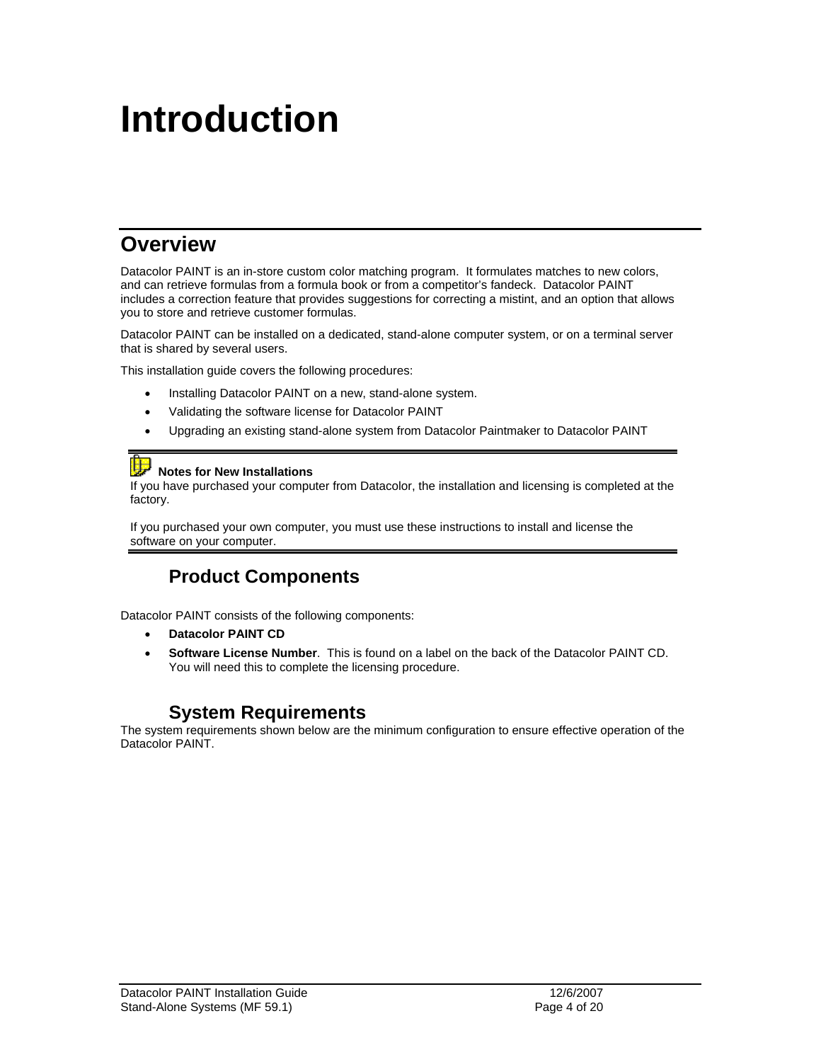# Introduction

## Overview

Datacolor PAINT is an in-store custom color matching program. It formulates matches to new colors, and can retrieve formulas from a formula book or from a competitor's fandeck. Datacolor PAINT includes a correction feature that provides suggestions for correcting a mistint, and an option that allows you to store and retrieve customer formulas.

Datacolor PAINT can be installed on a dedicated, stand-alone computer system, or on a terminal server that is shared by several users.

This installation guide covers the following procedures:

- Installing Datacolor PAINT on a new, stand-alone system.
- Validating the software license for Datacolor PAINT
- Upgrading an existing stand-alone system from Datacolor Paintmaker to Datacolor PAINT

**Notes for New Installations**

If you have purchased your computer from Datacolor, the installation and licensing is completed at the factory.

If you purchased your own computer, you must use these instructions to install and license the software on your computer.

### Product Components

Datacolor PAINT consists of the following components:

- **Datacolor PAINT CD**
- **Software License Number**. This is found on a label on the back of the Datacolor PAINT CD. You will need this to complete the licensing procedure.

### System Requirements

The system requirements shown below are the minimum configuration to ensure effective operation of the Datacolor PAINT.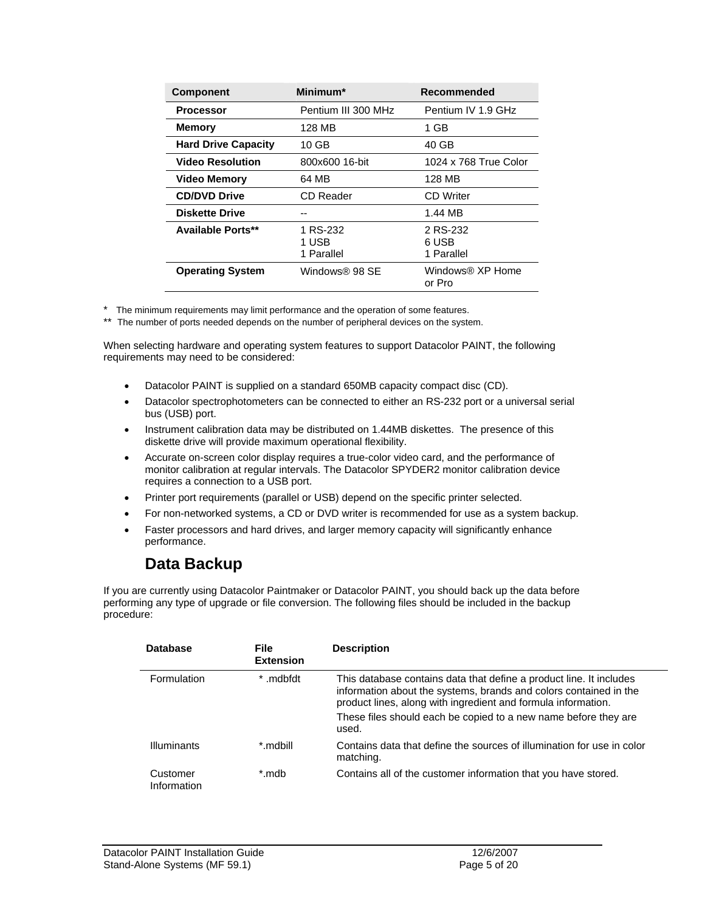| Component | Minimum* | Recommended |
|---|---|---|
| **Processor** | Pentium III 300 MHz | Pentium IV 1.9 GHz |
| **Memory** | 128 MB | 1 GB |
| **Hard Drive Capacity** | 10 GB | 40 GB |
| **Video Resolution** | 800x600 16-bit | 1024 x 768 True Color |
| **Video Memory** | 64 MB | 128 MB |
| **CD/DVD Drive** | CD Reader | CD Writer |
| **Diskette Drive** | -- | 1.44 MB |
| **Available Ports**** | 1 RS-232<br>1 USB<br>1 Parallel | 2 RS-232<br>6 USB<br>1 Parallel |
| **Operating System** | Windows® 98 SE | Windows® XP Home or Pro |

* The minimum requirements may limit performance and the operation of some features.

** The number of ports needed depends on the number of peripheral devices on the system.

When selecting hardware and operating system features to support Datacolor PAINT, the following requirements may need to be considered:

- Datacolor PAINT is supplied on a standard 650MB capacity compact disc (CD).
- Datacolor spectrophotometers can be connected to either an RS-232 port or a universal serial bus (USB) port.
- Instrument calibration data may be distributed on 1.44MB diskettes. The presence of this diskette drive will provide maximum operational flexibility.
- Accurate on-screen color display requires a true-color video card, and the performance of monitor calibration at regular intervals. The Datacolor SPYDER2 monitor calibration device requires a connection to a USB port.
- Printer port requirements (parallel or USB) depend on the specific printer selected.
- For non-networked systems, a CD or DVD writer is recommended for use as a system backup.
- Faster processors and hard drives, and larger memory capacity will significantly enhance performance.

## Data Backup

If you are currently using Datacolor Paintmaker or Datacolor PAINT, you should back up the data before performing any type of upgrade or file conversion. The following files should be included in the backup procedure:

| Database | File Extension | Description |
|---|---|---|
| Formulation | * .mdbfdt | This database contains data that define a product line. It includes information about the systems, brands and colors contained in the product lines, along with ingredient and formula information.<br>These files should each be copied to a new name before they are used. |
| Illuminants | *.mdbill | Contains data that define the sources of illumination for use in color matching. |
| Customer Information | *.mdb | Contains all of the customer information that you have stored. |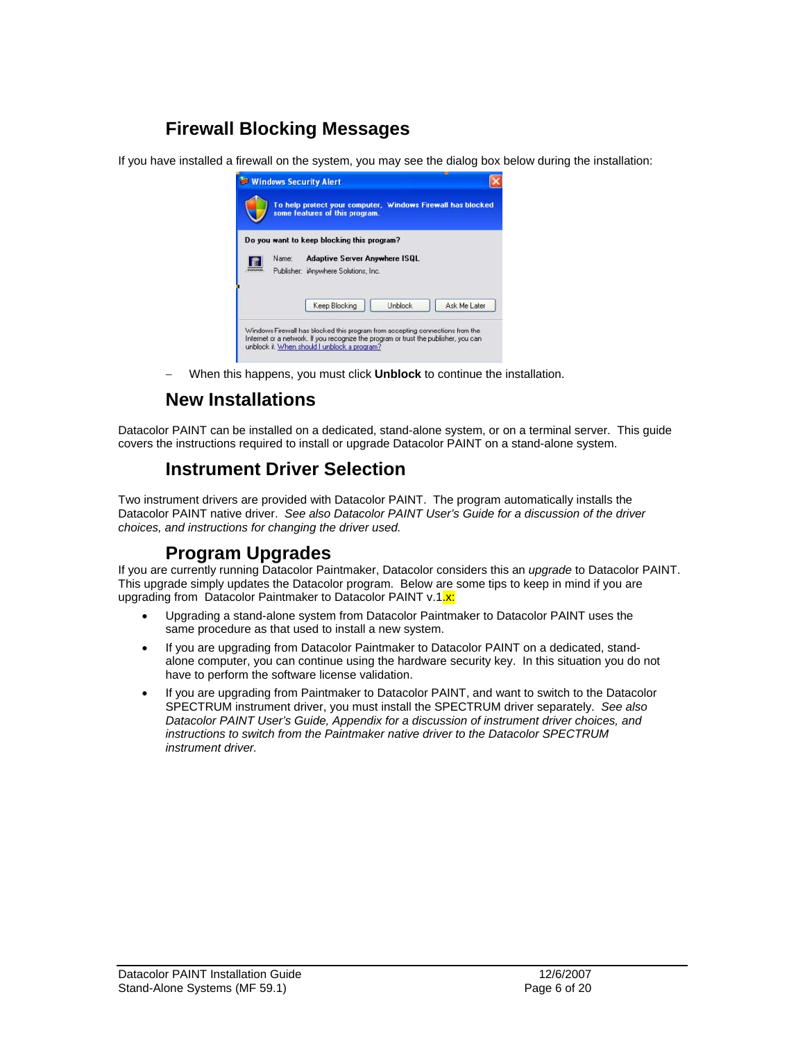## Firewall Blocking Messages

If you have installed a firewall on the system, you may see the dialog box below during the installation:

- When this happens, you must click **Unblock** to continue the installation.

## New Installations

Datacolor PAINT can be installed on a dedicated, stand-alone system, or on a terminal server. This guide covers the instructions required to install or upgrade Datacolor PAINT on a stand-alone system.

## Instrument Driver Selection

Two instrument drivers are provided with Datacolor PAINT. The program automatically installs the Datacolor PAINT native driver. *See also Datacolor PAINT User's Guide for a discussion of the driver choices, and instructions for changing the driver used.*

## Program Upgrades

If you are currently running Datacolor Paintmaker, Datacolor considers this an *upgrade* to Datacolor PAINT. This upgrade simply updates the Datacolor program. Below are some tips to keep in mind if you are upgrading from Datacolor Paintmaker to Datacolor PAINT v.1.x:

- Upgrading a stand-alone system from Datacolor Paintmaker to Datacolor PAINT uses the same procedure as that used to install a new system.
- If you are upgrading from Datacolor Paintmaker to Datacolor PAINT on a dedicated, stand-alone computer, you can continue using the hardware security key. In this situation you do not have to perform the software license validation.
- If you are upgrading from Paintmaker to Datacolor PAINT, and want to switch to the Datacolor SPECTRUM instrument driver, you must install the SPECTRUM driver separately. *See also Datacolor PAINT User's Guide, Appendix for a discussion of instrument driver choices, and instructions to switch from the Paintmaker native driver to the Datacolor SPECTRUM instrument driver.*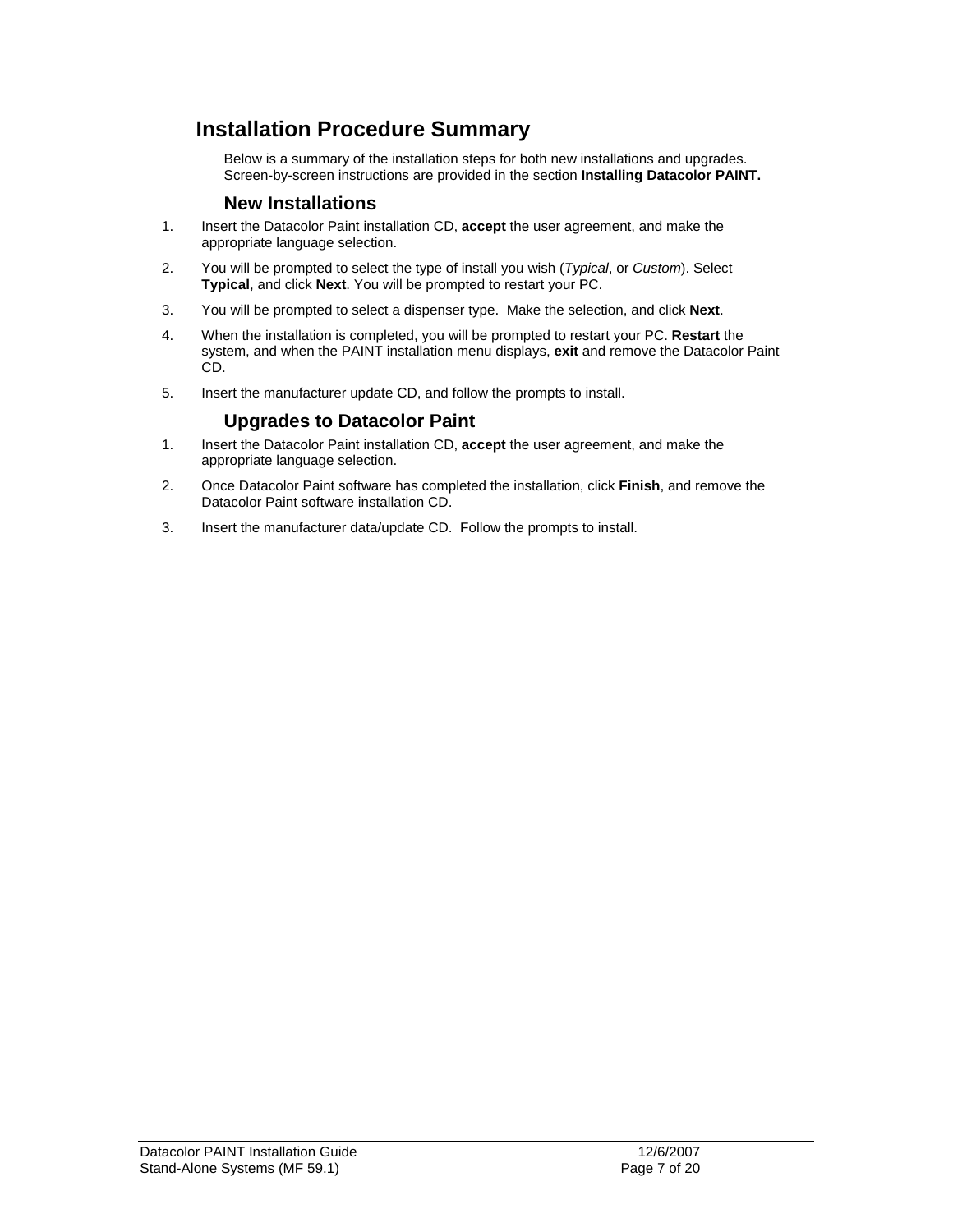## Installation Procedure Summary

Below is a summary of the installation steps for both new installations and upgrades. Screen-by-screen instructions are provided in the section **Installing Datacolor PAINT.**

### New Installations

1. Insert the Datacolor Paint installation CD, **accept** the user agreement, and make the appropriate language selection.
2. You will be prompted to select the type of install you wish (*Typical*, or *Custom*). Select **Typical**, and click **Next**. You will be prompted to restart your PC.
3. You will be prompted to select a dispenser type. Make the selection, and click **Next**.
4. When the installation is completed, you will be prompted to restart your PC. **Restart** the system, and when the PAINT installation menu displays, **exit** and remove the Datacolor Paint CD.
5. Insert the manufacturer update CD, and follow the prompts to install.

### Upgrades to Datacolor Paint

1. Insert the Datacolor Paint installation CD, **accept** the user agreement, and make the appropriate language selection.
2. Once Datacolor Paint software has completed the installation, click **Finish**, and remove the Datacolor Paint software installation CD.
3. Insert the manufacturer data/update CD. Follow the prompts to install.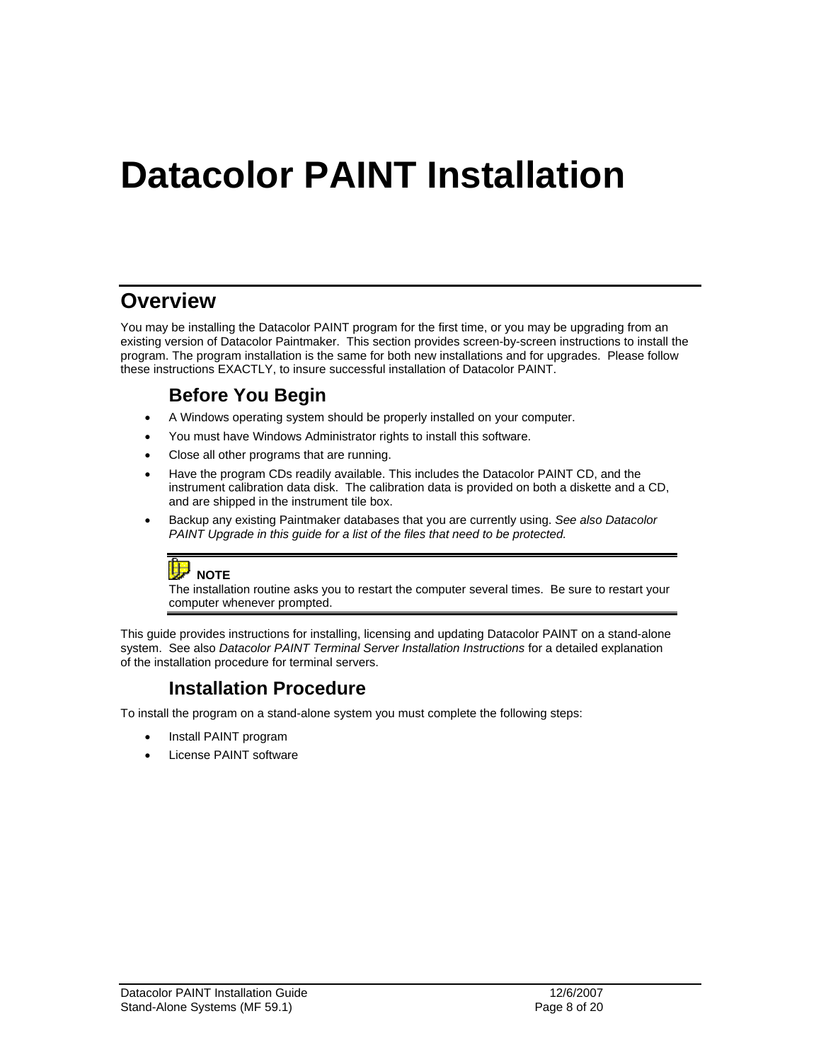# Datacolor PAINT Installation

## Overview

You may be installing the Datacolor PAINT program for the first time, or you may be upgrading from an existing version of Datacolor Paintmaker. This section provides screen-by-screen instructions to install the program. The program installation is the same for both new installations and for upgrades. Please follow these instructions EXACTLY, to insure successful installation of Datacolor PAINT.

### Before You Begin

- A Windows operating system should be properly installed on your computer.
- You must have Windows Administrator rights to install this software.
- Close all other programs that are running.
- Have the program CDs readily available. This includes the Datacolor PAINT CD, and the instrument calibration data disk. The calibration data is provided on both a diskette and a CD, and are shipped in the instrument tile box.
- Backup any existing Paintmaker databases that you are currently using. *See also Datacolor PAINT Upgrade in this guide for a list of the files that need to be protected.*

---

**NOTE**

The installation routine asks you to restart the computer several times. Be sure to restart your computer whenever prompted.

---

This guide provides instructions for installing, licensing and updating Datacolor PAINT on a stand-alone system. See also *Datacolor PAINT Terminal Server Installation Instructions* for a detailed explanation of the installation procedure for terminal servers.

### Installation Procedure

To install the program on a stand-alone system you must complete the following steps:

- Install PAINT program
- License PAINT software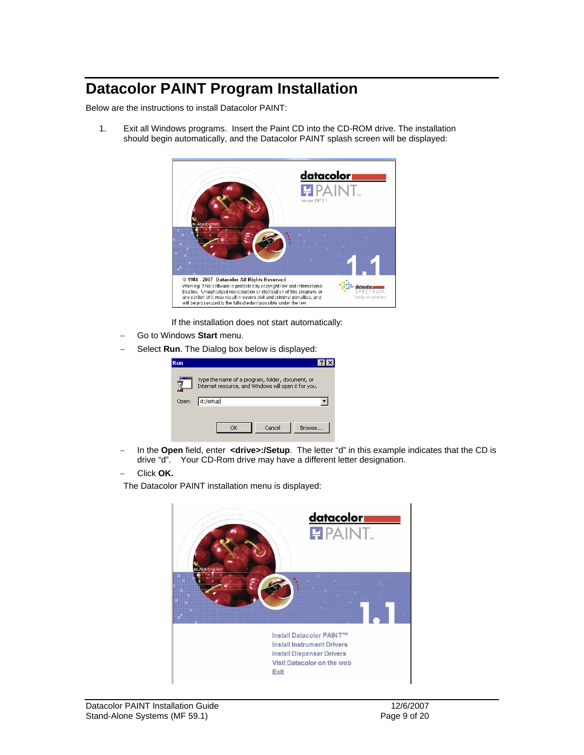# Datacolor PAINT Program Installation

Below are the instructions to install Datacolor PAINT:

1. Exit all Windows programs. Insert the Paint CD into the CD-ROM drive. The installation should begin automatically, and the Datacolor PAINT splash screen will be displayed:

   If the installation does not start automatically:

   - Go to Windows **Start** menu.
   - Select **Run**. The Dialog box below is displayed:
   - In the **Open** field, enter **<drive>:/Setup**. The letter "d" in this example indicates that the CD is drive "d". Your CD-Rom drive may have a different letter designation.
   - Click **OK.**

   The Datacolor PAINT installation menu is displayed: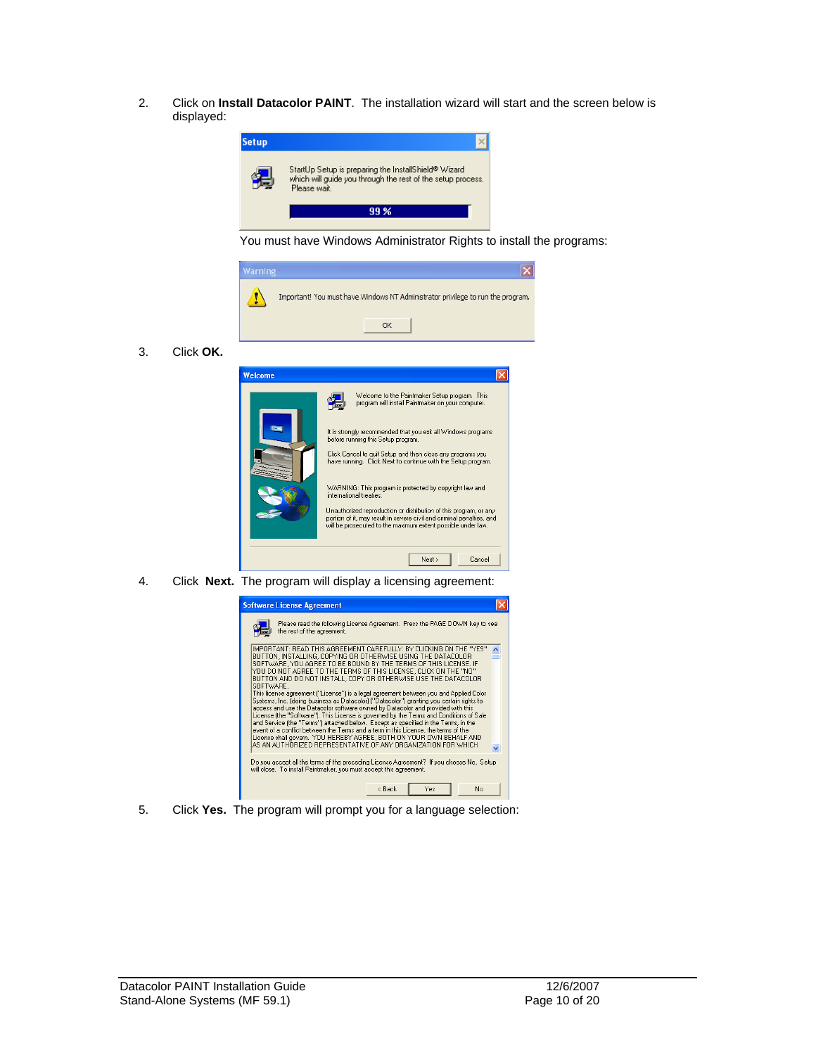2. Click on **Install Datacolor PAINT**. The installation wizard will start and the screen below is displayed:

   You must have Windows Administrator Rights to install the programs:

3. Click **OK.**

4. Click **Next.** The program will display a licensing agreement:

5. Click **Yes.** The program will prompt you for a language selection: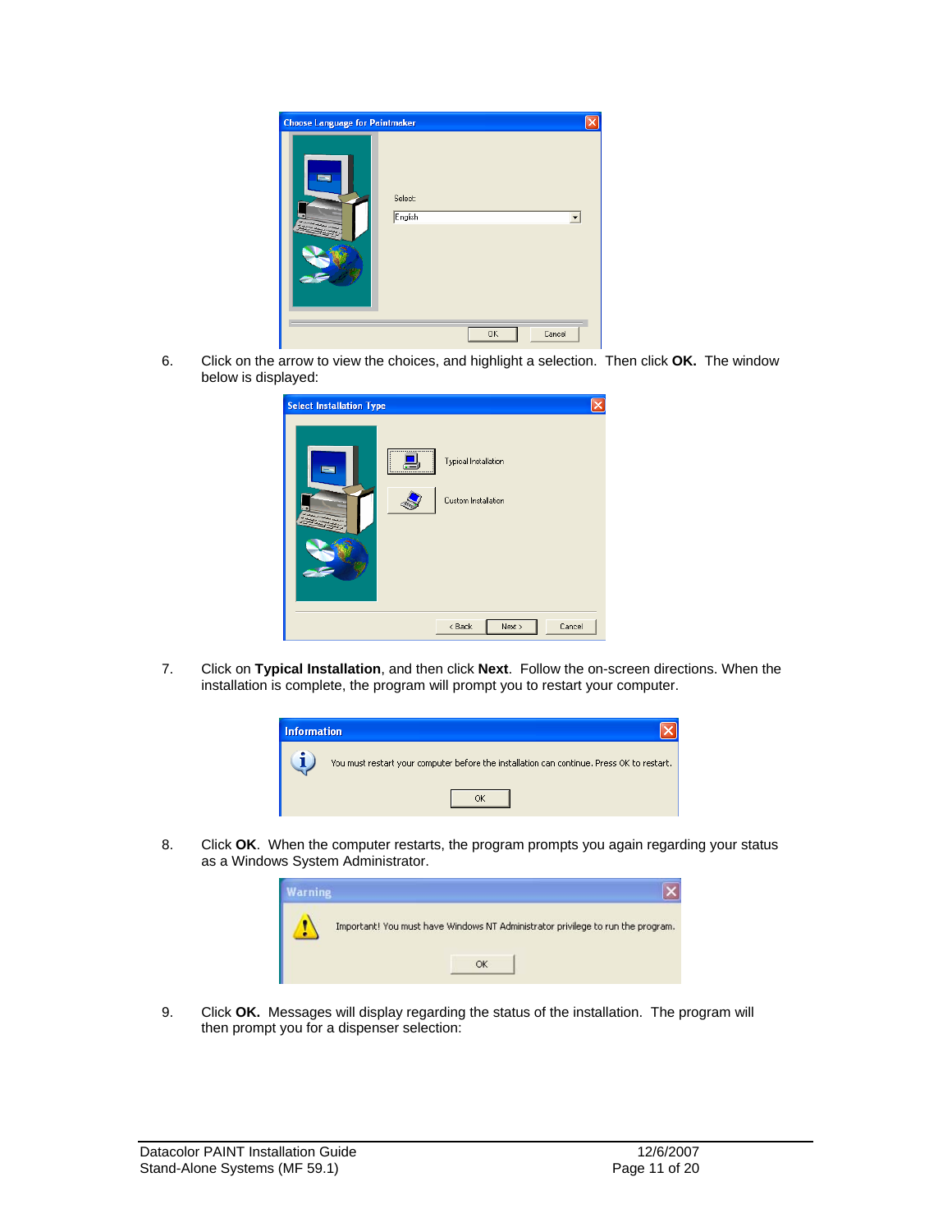6. Click on the arrow to view the choices, and highlight a selection. Then click **OK.** The window below is displayed:

7. Click on **Typical Installation**, and then click **Next**. Follow the on-screen directions. When the installation is complete, the program will prompt you to restart your computer.

8. Click **OK**. When the computer restarts, the program prompts you again regarding your status as a Windows System Administrator.

9. Click **OK.** Messages will display regarding the status of the installation. The program will then prompt you for a dispenser selection: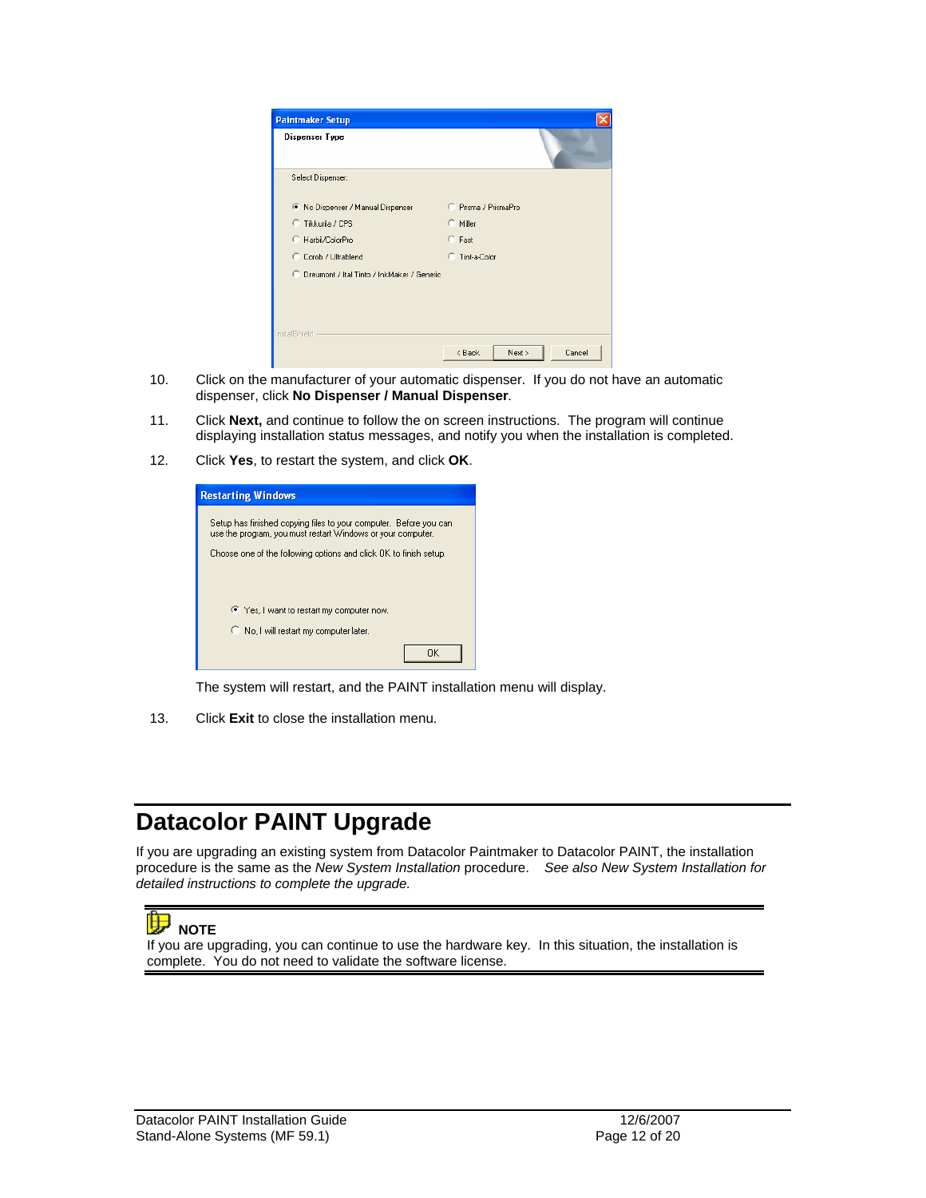10. Click on the manufacturer of your automatic dispenser. If you do not have an automatic dispenser, click **No Dispenser / Manual Dispenser**.

11. Click **Next,** and continue to follow the on screen instructions. The program will continue displaying installation status messages, and notify you when the installation is completed.

12. Click **Yes**, to restart the system, and click **OK**.

    The system will restart, and the PAINT installation menu will display.

13. Click **Exit** to close the installation menu.

# Datacolor PAINT Upgrade

If you are upgrading an existing system from Datacolor Paintmaker to Datacolor PAINT, the installation procedure is the same as the *New System Installation* procedure. *See also New System Installation for detailed instructions to complete the upgrade.*

**NOTE**
If you are upgrading, you can continue to use the hardware key. In this situation, the installation is complete. You do not need to validate the software license.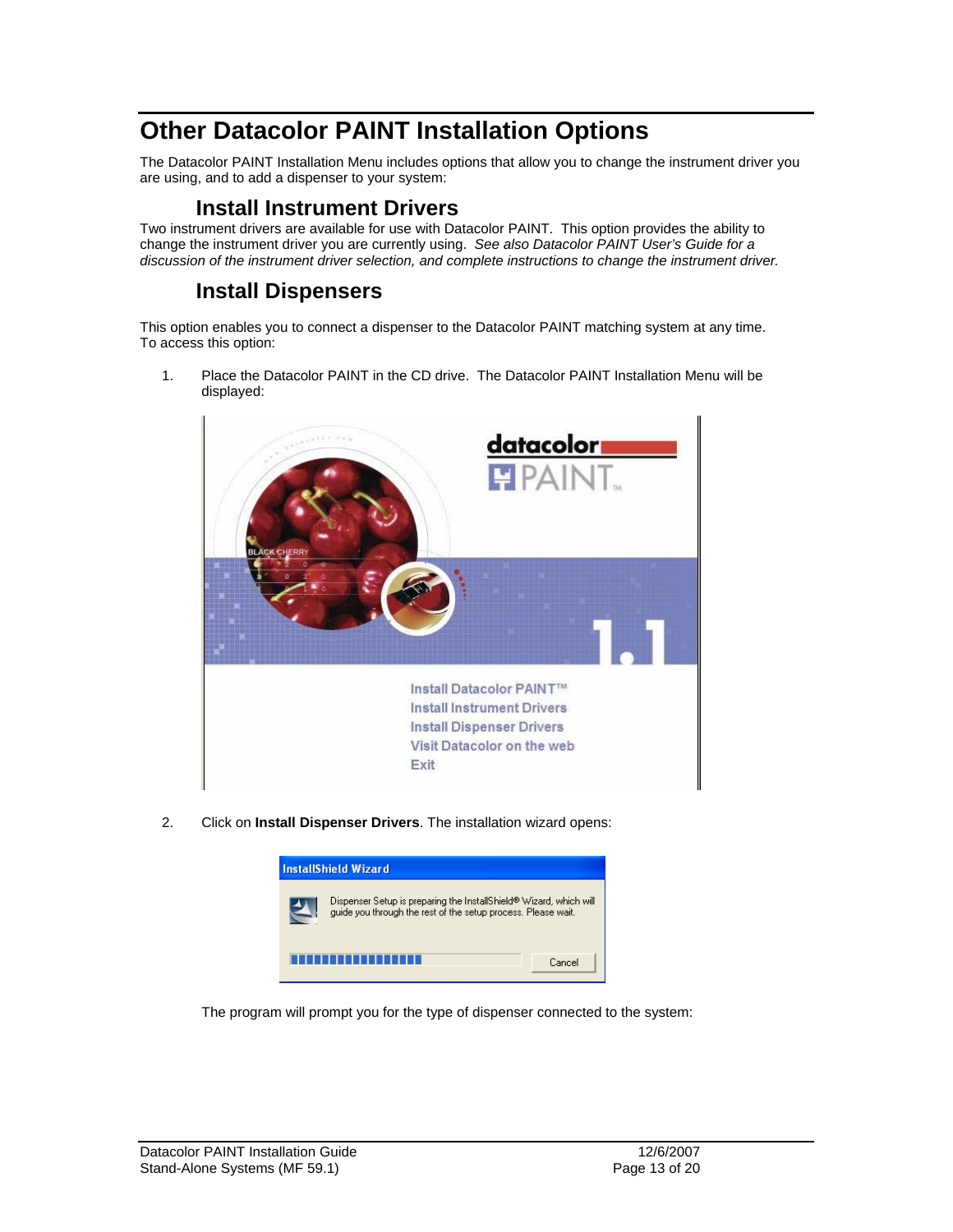# Other Datacolor PAINT Installation Options

The Datacolor PAINT Installation Menu includes options that allow you to change the instrument driver you are using, and to add a dispenser to your system:

## Install Instrument Drivers

Two instrument drivers are available for use with Datacolor PAINT. This option provides the ability to change the instrument driver you are currently using. *See also Datacolor PAINT User's Guide for a discussion of the instrument driver selection, and complete instructions to change the instrument driver.*

## Install Dispensers

This option enables you to connect a dispenser to the Datacolor PAINT matching system at any time. To access this option:

1. Place the Datacolor PAINT in the CD drive. The Datacolor PAINT Installation Menu will be displayed:

2. Click on **Install Dispenser Drivers**. The installation wizard opens:

The program will prompt you for the type of dispenser connected to the system: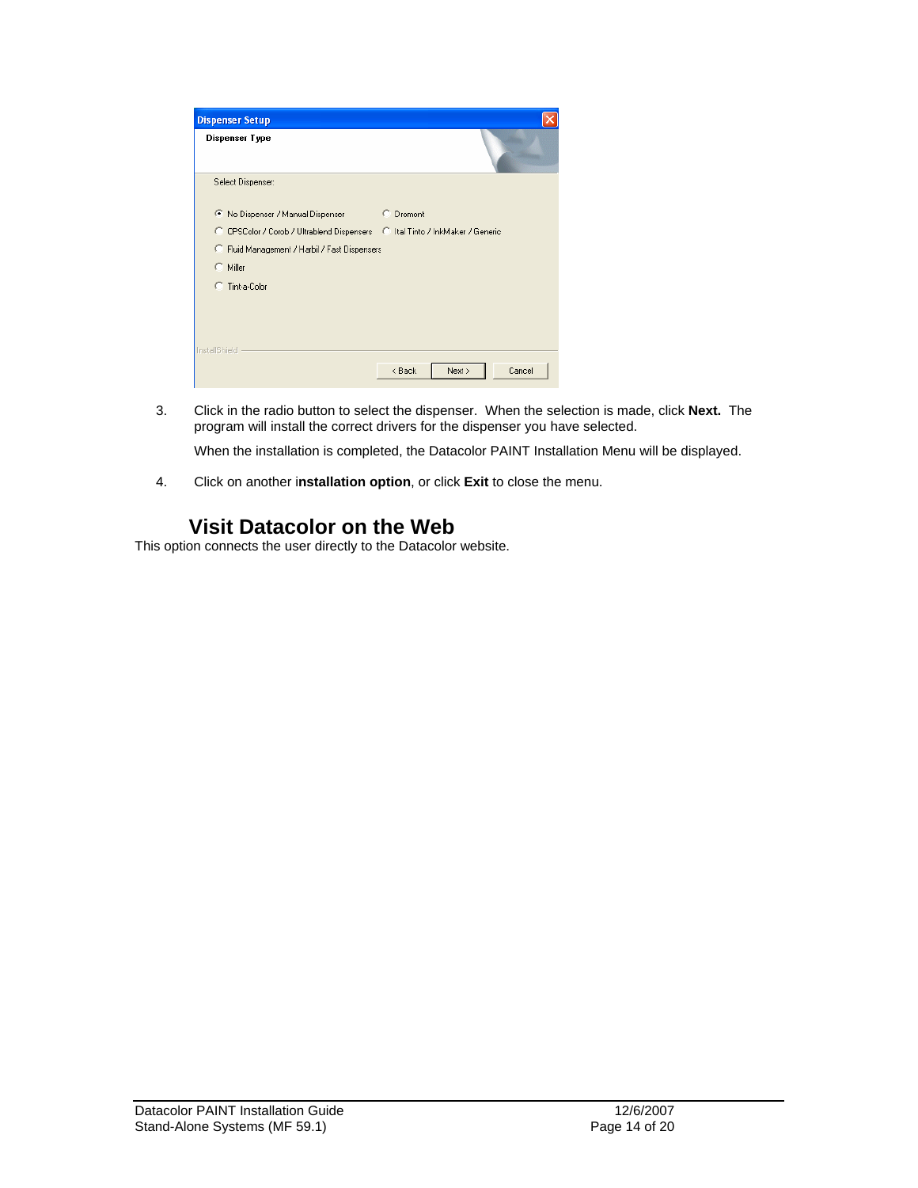3. Click in the radio button to select the dispenser. When the selection is made, click **Next.** The program will install the correct drivers for the dispenser you have selected.

   When the installation is completed, the Datacolor PAINT Installation Menu will be displayed.

4. Click on another i**nstallation option**, or click **Exit** to close the menu.

## Visit Datacolor on the Web

This option connects the user directly to the Datacolor website.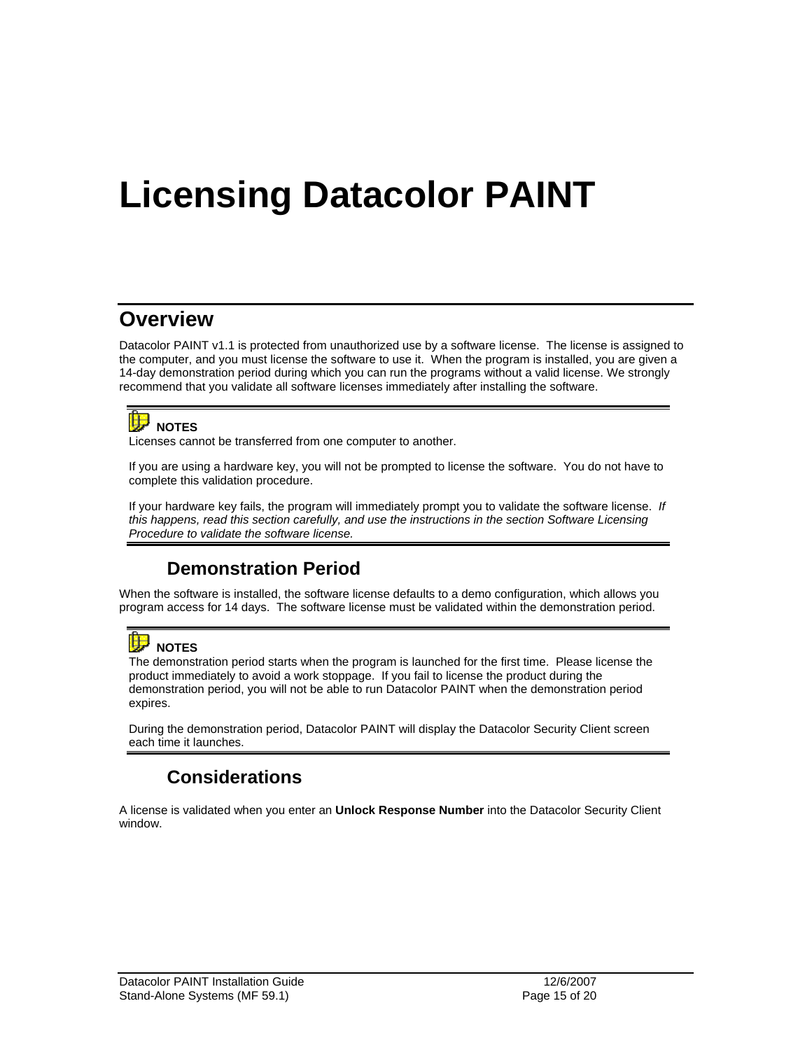# Licensing Datacolor PAINT

## Overview

Datacolor PAINT v1.1 is protected from unauthorized use by a software license. The license is assigned to the computer, and you must license the software to use it. When the program is installed, you are given a 14-day demonstration period during which you can run the programs without a valid license. We strongly recommend that you validate all software licenses immediately after installing the software.

> **NOTES**
>
> Licenses cannot be transferred from one computer to another.
>
> If you are using a hardware key, you will not be prompted to license the software. You do not have to complete this validation procedure.
>
> If your hardware key fails, the program will immediately prompt you to validate the software license. *If this happens, read this section carefully, and use the instructions in the section Software Licensing Procedure to validate the software license.*

### Demonstration Period

When the software is installed, the software license defaults to a demo configuration, which allows you program access for 14 days. The software license must be validated within the demonstration period.

> **NOTES**
>
> The demonstration period starts when the program is launched for the first time. Please license the product immediately to avoid a work stoppage. If you fail to license the product during the demonstration period, you will not be able to run Datacolor PAINT when the demonstration period expires.
>
> During the demonstration period, Datacolor PAINT will display the Datacolor Security Client screen each time it launches.

### Considerations

A license is validated when you enter an **Unlock Response Number** into the Datacolor Security Client window.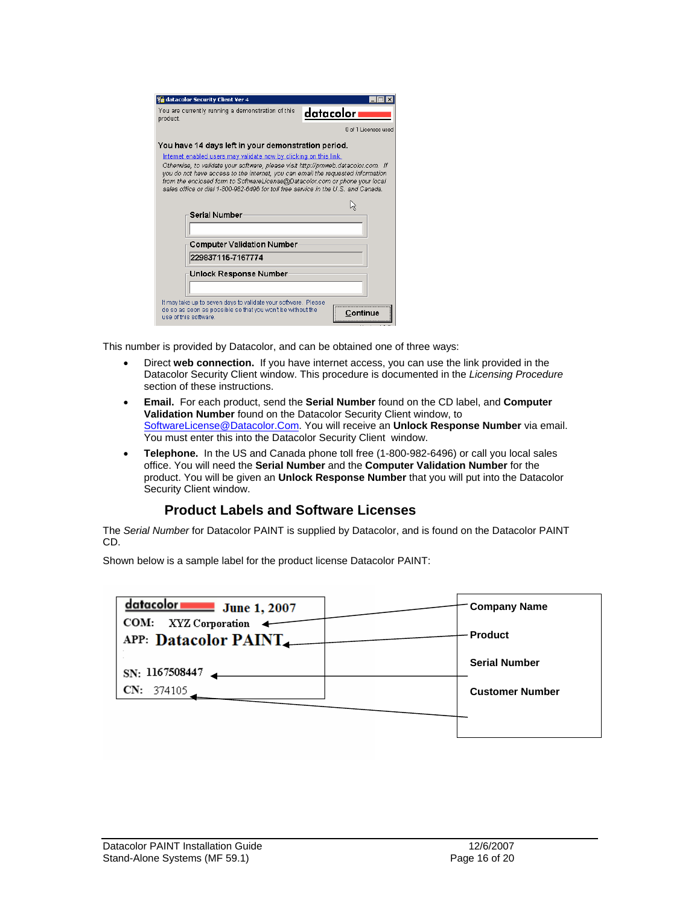datacolor Security Client Ver 4

You are currently running a demonstration of this product.

datacolor

0 of 1 Licenses used

You have 14 days left in your demonstration period.

Internet enabled users may validate now by clicking on this link.

Otherwise, to validate your software, please visit http://pmweb.datacolor.com. If you do not have access to the internet, you can email the requested information from the enclosed form to SoftwareLicense@Datacolor.com or phone your local sales office or dial 1-800-982-6496 for toll free service in the U.S. and Canada.

Serial Number

Computer Validation Number

229837115-7167774

Unlock Response Number

It may take up to seven days to validate your software. Please do so as soon as possible so that you won't be without the use of this software.

Continue

This number is provided by Datacolor, and can be obtained one of three ways:

- Direct **web connection.** If you have internet access, you can use the link provided in the Datacolor Security Client window. This procedure is documented in the *Licensing Procedure* section of these instructions.
- **Email.** For each product, send the **Serial Number** found on the CD label, and **Computer Validation Number** found on the Datacolor Security Client window, to SoftwareLicense@Datacolor.Com. You will receive an **Unlock Response Number** via email. You must enter this into the Datacolor Security Client window.
- **Telephone.** In the US and Canada phone toll free (1-800-982-6496) or call you local sales office. You will need the **Serial Number** and the **Computer Validation Number** for the product. You will be given an **Unlock Response Number** that you will put into the Datacolor Security Client window.

## Product Labels and Software Licenses

The *Serial Number* for Datacolor PAINT is supplied by Datacolor, and is found on the Datacolor PAINT CD.

Shown below is a sample label for the product license Datacolor PAINT:

datacolor June 1, 2007

COM: XYZ Corporation

APP: Datacolor PAINT

SN: 1167508447

CN: 374105

**Company Name**

**Product**

**Serial Number**

**Customer Number**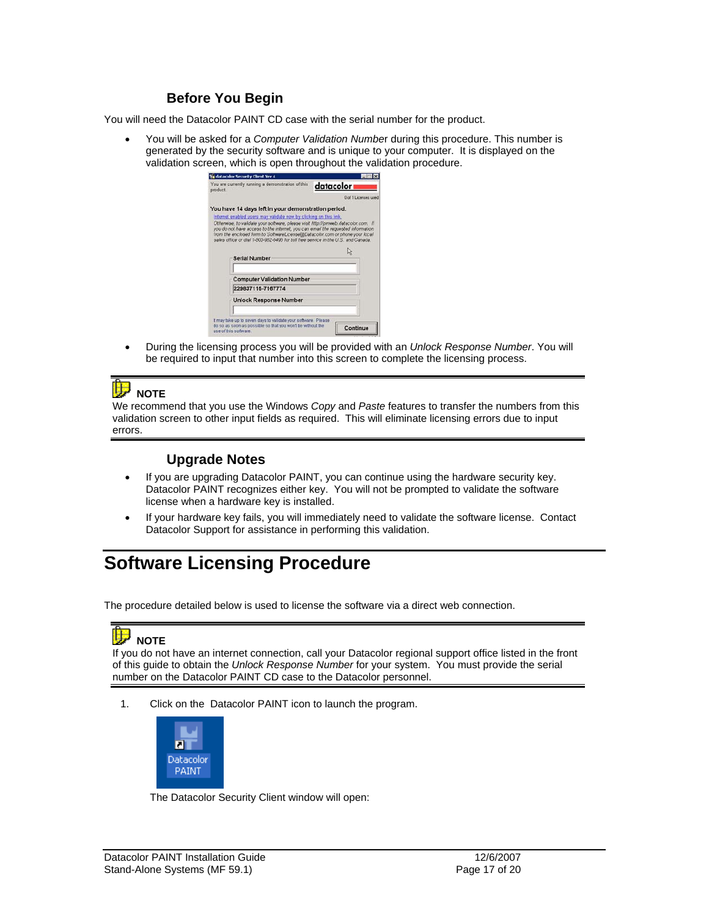### Before You Begin

You will need the Datacolor PAINT CD case with the serial number for the product.

- You will be asked for a *Computer Validation Number* during this procedure. This number is generated by the security software and is unique to your computer. It is displayed on the validation screen, which is open throughout the validation procedure.

- During the licensing process you will be provided with an *Unlock Response Number*. You will be required to input that number into this screen to complete the licensing process.

---

**NOTE**
We recommend that you use the Windows *Copy* and *Paste* features to transfer the numbers from this validation screen to other input fields as required. This will eliminate licensing errors due to input errors.

---

### Upgrade Notes

- If you are upgrading Datacolor PAINT, you can continue using the hardware security key. Datacolor PAINT recognizes either key. You will not be prompted to validate the software license when a hardware key is installed.
- If your hardware key fails, you will immediately need to validate the software license. Contact Datacolor Support for assistance in performing this validation.

## Software Licensing Procedure

The procedure detailed below is used to license the software via a direct web connection.

---

**NOTE**
If you do not have an internet connection, call your Datacolor regional support office listed in the front of this guide to obtain the *Unlock Response Number* for your system. You must provide the serial number on the Datacolor PAINT CD case to the Datacolor personnel.

---

1. Click on the Datacolor PAINT icon to launch the program.

   The Datacolor Security Client window will open: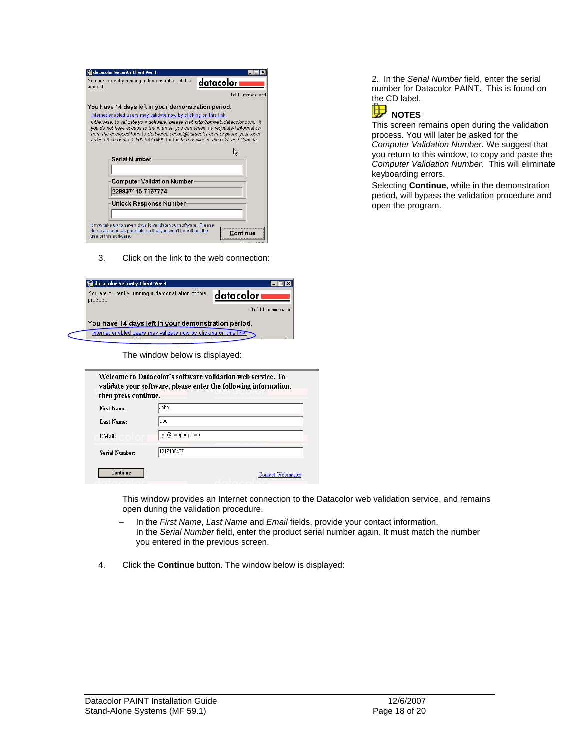2. In the *Serial Number* field, enter the serial number for Datacolor PAINT. This is found on the CD label.

**NOTES**

This screen remains open during the validation process. You will later be asked for the *Computer Validation Number.* We suggest that you return to this window, to copy and paste the *Computer Validation Number*. This will eliminate keyboarding errors.

Selecting **Continue**, while in the demonstration period, will bypass the validation procedure and open the program.

3. Click on the link to the web connection:

The window below is displayed:

This window provides an Internet connection to the Datacolor web validation service, and remains open during the validation procedure.

- In the *First Name*, *Last Name* and *Email* fields, provide your contact information.
  In the *Serial Number* field, enter the product serial number again. It must match the number you entered in the previous screen.

4. Click the **Continue** button. The window below is displayed: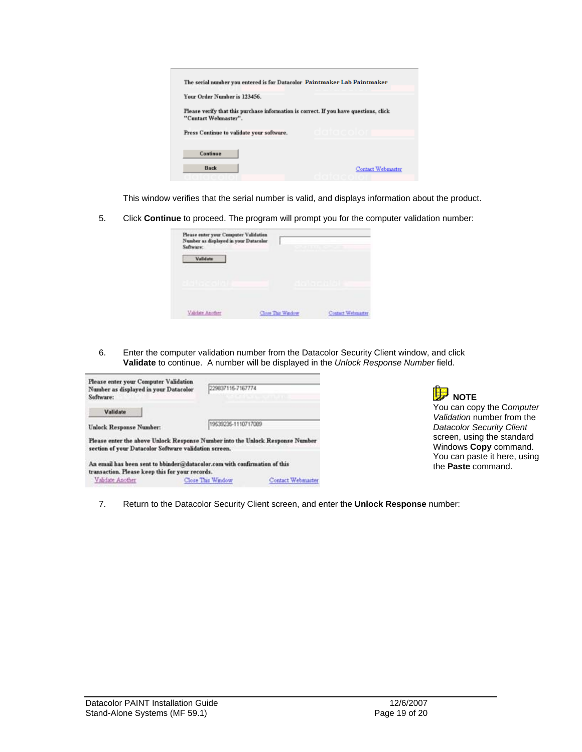The serial number you entered is for Datacolor Paintmaker Lab Paintmaker

Your Order Number is 123456.

Please verify that this purchase information is correct. If you have questions, click "Contact Webmaster".

Press Continue to validate your software.

Continue

Back

Contact Webmaster

This window verifies that the serial number is valid, and displays information about the product.

5. Click **Continue** to proceed. The program will prompt you for the computer validation number:

Please enter your Computer Validation Number as displayed in your Datacolor Software:

Validate

Validate Another | Close This Window | Contact Webmaster

6. Enter the computer validation number from the Datacolor Security Client window, and click **Validate** to continue. A number will be displayed in the *Unlock Response Number* field.

Please enter your Computer Validation Number as displayed in your Datacolor Software: 229837115-7167774

Validate

Unlock Response Number: 19539235-1110717089

Please enter the above Unlock Response Number into the Unlock Response Number section of your Datacolor Software validation screen.

An email has been sent to bbinder@datacolor.com with confirmation of this transaction. Please keep this for your records.

Validate Another | Close This Window | Contact Webmaster

**NOTE**
You can copy the *Computer Validation* number from the *Datacolor Security Client* screen, using the standard Windows **Copy** command. You can paste it here, using the **Paste** command.

7. Return to the Datacolor Security Client screen, and enter the **Unlock Response** number: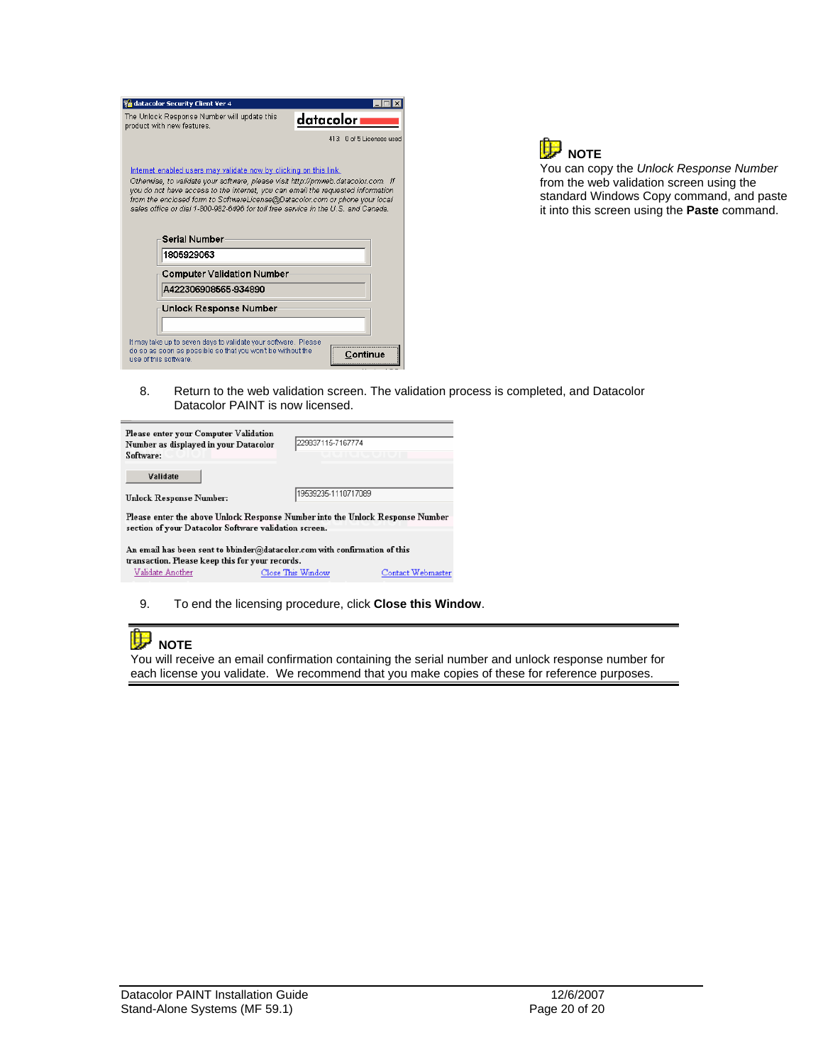**NOTE**

You can copy the *Unlock Response Number* from the web validation screen using the standard Windows Copy command, and paste it into this screen using the **Paste** command.

8. Return to the web validation screen. The validation process is completed, and Datacolor Datacolor PAINT is now licensed.

9. To end the licensing procedure, click **Close this Window**.

---

**NOTE**

You will receive an email confirmation containing the serial number and unlock response number for each license you validate. We recommend that you make copies of these for reference purposes.

---